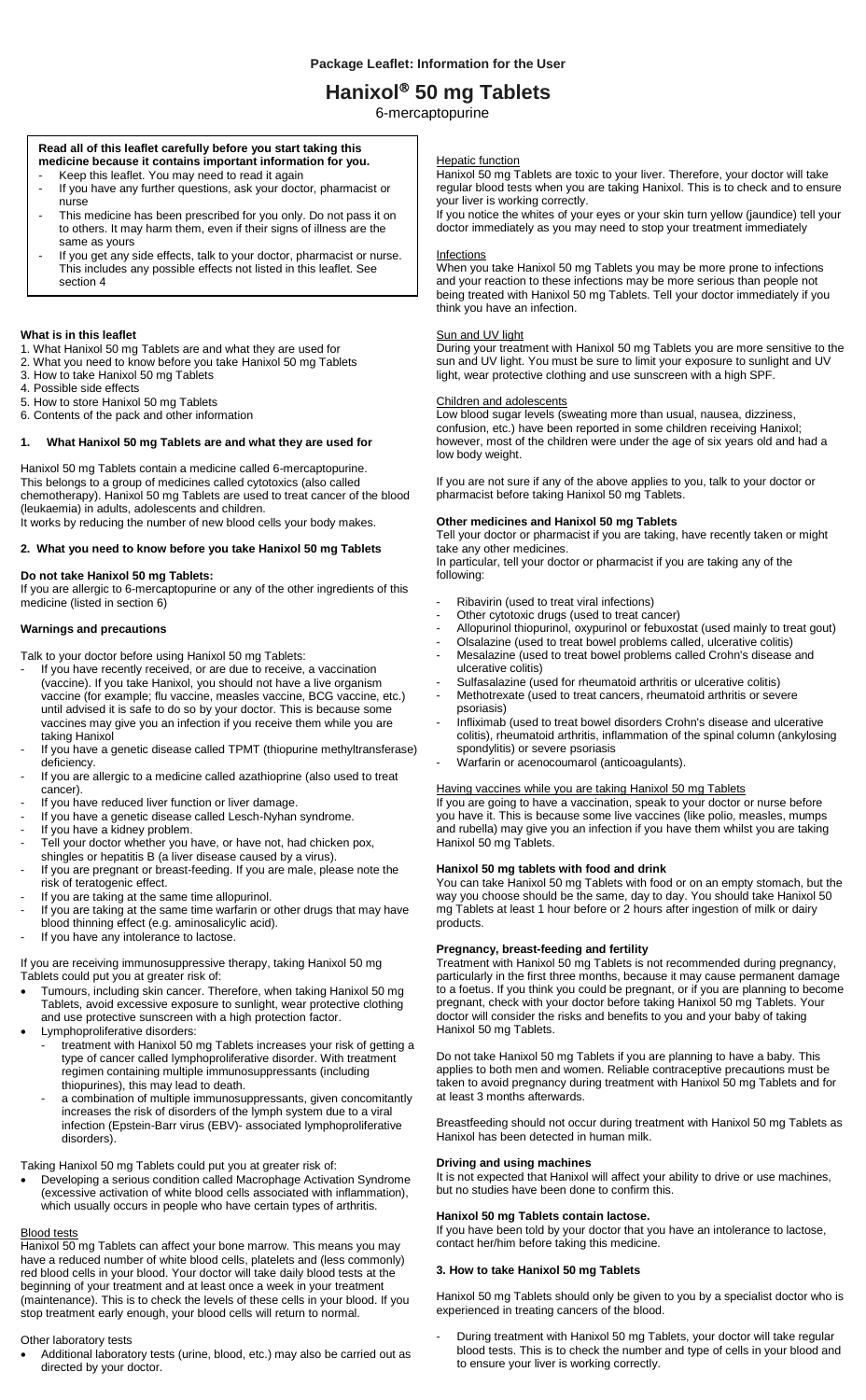**Package Leaflet: Information for the User**

# Hanixol® 50 mg Tablets

6-mercaptopurine

**Read all of this leaflet carefully before you start taking this medicine because it contains important information for you.**

- Keep this leaflet. You may need to read it again
- If you have any further questions, ask your doctor, pharmacist or nurse
- This medicine has been prescribed for you only. Do not pass it on to others. It may harm them, even if their signs of illness are the same as yours
- If you get any side effects, talk to your doctor, pharmacist or nurse. This includes any possible effects not listed in this leaflet. See section 4

**What is in this leaflet**

1. What Hanixol 50 mg Tablets are and what they are used for
2. What you need to know before you take Hanixol 50 mg Tablets
3. How to take Hanixol 50 mg Tablets
4. Possible side effects
5. How to store Hanixol 50 mg Tablets
6. Contents of the pack and other information

## 1. What Hanixol 50 mg Tablets are and what they are used for

Hanixol 50 mg Tablets contain a medicine called 6-mercaptopurine. This belongs to a group of medicines called cytotoxics (also called chemotherapy). Hanixol 50 mg Tablets are used to treat cancer of the blood (leukaemia) in adults, adolescents and children.
It works by reducing the number of new blood cells your body makes.

## 2. What you need to know before you take Hanixol 50 mg Tablets

**Do not take Hanixol 50 mg Tablets:**

If you are allergic to 6-mercaptopurine or any of the other ingredients of this medicine (listed in section 6)

**Warnings and precautions**

Talk to your doctor before using Hanixol 50 mg Tablets:

- If you have recently received, or are due to receive, a vaccination (vaccine). If you take Hanixol, you should not have a live organism vaccine (for example; flu vaccine, measles vaccine, BCG vaccine, etc.) until advised it is safe to do so by your doctor. This is because some vaccines may give you an infection if you receive them while you are taking Hanixol
- If you have a genetic disease called TPMT (thiopurine methyltransferase) deficiency.
- If you are allergic to a medicine called azathioprine (also used to treat cancer).
- If you have reduced liver function or liver damage.
- If you have a genetic disease called Lesch-Nyhan syndrome.
- If you have a kidney problem.
- Tell your doctor whether you have, or have not, had chicken pox, shingles or hepatitis B (a liver disease caused by a virus).
- If you are pregnant or breast-feeding. If you are male, please note the risk of teratogenic effect.
- If you are taking at the same time allopurinol.
- If you are taking at the same time warfarin or other drugs that may have blood thinning effect (e.g. aminosalicylic acid).
- If you have any intolerance to lactose.

If you are receiving immunosuppressive therapy, taking Hanixol 50 mg Tablets could put you at greater risk of:

- Tumours, including skin cancer. Therefore, when taking Hanixol 50 mg Tablets, avoid excessive exposure to sunlight, wear protective clothing and use protective sunscreen with a high protection factor.
- Lymphoproliferative disorders:
  - treatment with Hanixol 50 mg Tablets increases your risk of getting a type of cancer called lymphoproliferative disorder. With treatment regimen containing multiple immunosuppressants (including thiopurines), this may lead to death.
  - a combination of multiple immunosuppressants, given concomitantly increases the risk of disorders of the lymph system due to a viral infection (Epstein-Barr virus (EBV)- associated lymphoproliferative disorders).

Taking Hanixol 50 mg Tablets could put you at greater risk of:

- Developing a serious condition called Macrophage Activation Syndrome (excessive activation of white blood cells associated with inflammation), which usually occurs in people who have certain types of arthritis.

Blood tests

Hanixol 50 mg Tablets can affect your bone marrow. This means you may have a reduced number of white blood cells, platelets and (less commonly) red blood cells in your blood. Your doctor will take daily blood tests at the beginning of your treatment and at least once a week in your treatment (maintenance). This is to check the levels of these cells in your blood. If you stop treatment early enough, your blood cells will return to normal.

Other laboratory tests

- Additional laboratory tests (urine, blood, etc.) may also be carried out as directed by your doctor.

Hepatic function

Hanixol 50 mg Tablets are toxic to your liver. Therefore, your doctor will take regular blood tests when you are taking Hanixol. This is to check and to ensure your liver is working correctly.
If you notice the whites of your eyes or your skin turn yellow (jaundice) tell your doctor immediately as you may need to stop your treatment immediately

Infections

When you take Hanixol 50 mg Tablets you may be more prone to infections and your reaction to these infections may be more serious than people not being treated with Hanixol 50 mg Tablets. Tell your doctor immediately if you think you have an infection.

Sun and UV light

During your treatment with Hanixol 50 mg Tablets you are more sensitive to the sun and UV light. You must be sure to limit your exposure to sunlight and UV light, wear protective clothing and use sunscreen with a high SPF.

Children and adolescents

Low blood sugar levels (sweating more than usual, nausea, dizziness, confusion, etc.) have been reported in some children receiving Hanixol; however, most of the children were under the age of six years old and had a low body weight.

If you are not sure if any of the above applies to you, talk to your doctor or pharmacist before taking Hanixol 50 mg Tablets.

**Other medicines and Hanixol 50 mg Tablets**

Tell your doctor or pharmacist if you are taking, have recently taken or might take any other medicines.
In particular, tell your doctor or pharmacist if you are taking any of the following:

- Ribavirin (used to treat viral infections)
- Other cytotoxic drugs (used to treat cancer)
- Allopurinol thiopurinol, oxypurinol or febuxostat (used mainly to treat gout)
- Olsalazine (used to treat bowel problems called, ulcerative colitis)
- Mesalazine (used to treat bowel problems called Crohn's disease and ulcerative colitis)
- Sulfasalazine (used for rheumatoid arthritis or ulcerative colitis)
- Methotrexate (used to treat cancers, rheumatoid arthritis or severe psoriasis)
- Infliximab (used to treat bowel disorders Crohn's disease and ulcerative colitis), rheumatoid arthritis, inflammation of the spinal column (ankylosing spondylitis) or severe psoriasis
- Warfarin or acenocoumarol (anticoagulants).

Having vaccines while you are taking Hanixol 50 mg Tablets

If you are going to have a vaccination, speak to your doctor or nurse before you have it. This is because some live vaccines (like polio, measles, mumps and rubella) may give you an infection if you have them whilst you are taking Hanixol 50 mg Tablets.

**Hanixol 50 mg tablets with food and drink**

You can take Hanixol 50 mg Tablets with food or on an empty stomach, but the way you choose should be the same, day to day. You should take Hanixol 50 mg Tablets at least 1 hour before or 2 hours after ingestion of milk or dairy products.

**Pregnancy, breast-feeding and fertility**

Treatment with Hanixol 50 mg Tablets is not recommended during pregnancy, particularly in the first three months, because it may cause permanent damage to a foetus. If you think you could be pregnant, or if you are planning to become pregnant, check with your doctor before taking Hanixol 50 mg Tablets. Your doctor will consider the risks and benefits to you and your baby of taking Hanixol 50 mg Tablets.

Do not take Hanixol 50 mg Tablets if you are planning to have a baby. This applies to both men and women. Reliable contraceptive precautions must be taken to avoid pregnancy during treatment with Hanixol 50 mg Tablets and for at least 3 months afterwards.

Breastfeeding should not occur during treatment with Hanixol 50 mg Tablets as Hanixol has been detected in human milk.

**Driving and using machines**

It is not expected that Hanixol will affect your ability to drive or use machines, but no studies have been done to confirm this.

**Hanixol 50 mg Tablets contain lactose.**

If you have been told by your doctor that you have an intolerance to lactose, contact her/him before taking this medicine.

## 3. How to take Hanixol 50 mg Tablets

Hanixol 50 mg Tablets should only be given to you by a specialist doctor who is experienced in treating cancers of the blood.

- During treatment with Hanixol 50 mg Tablets, your doctor will take regular blood tests. This is to check the number and type of cells in your blood and to ensure your liver is working correctly.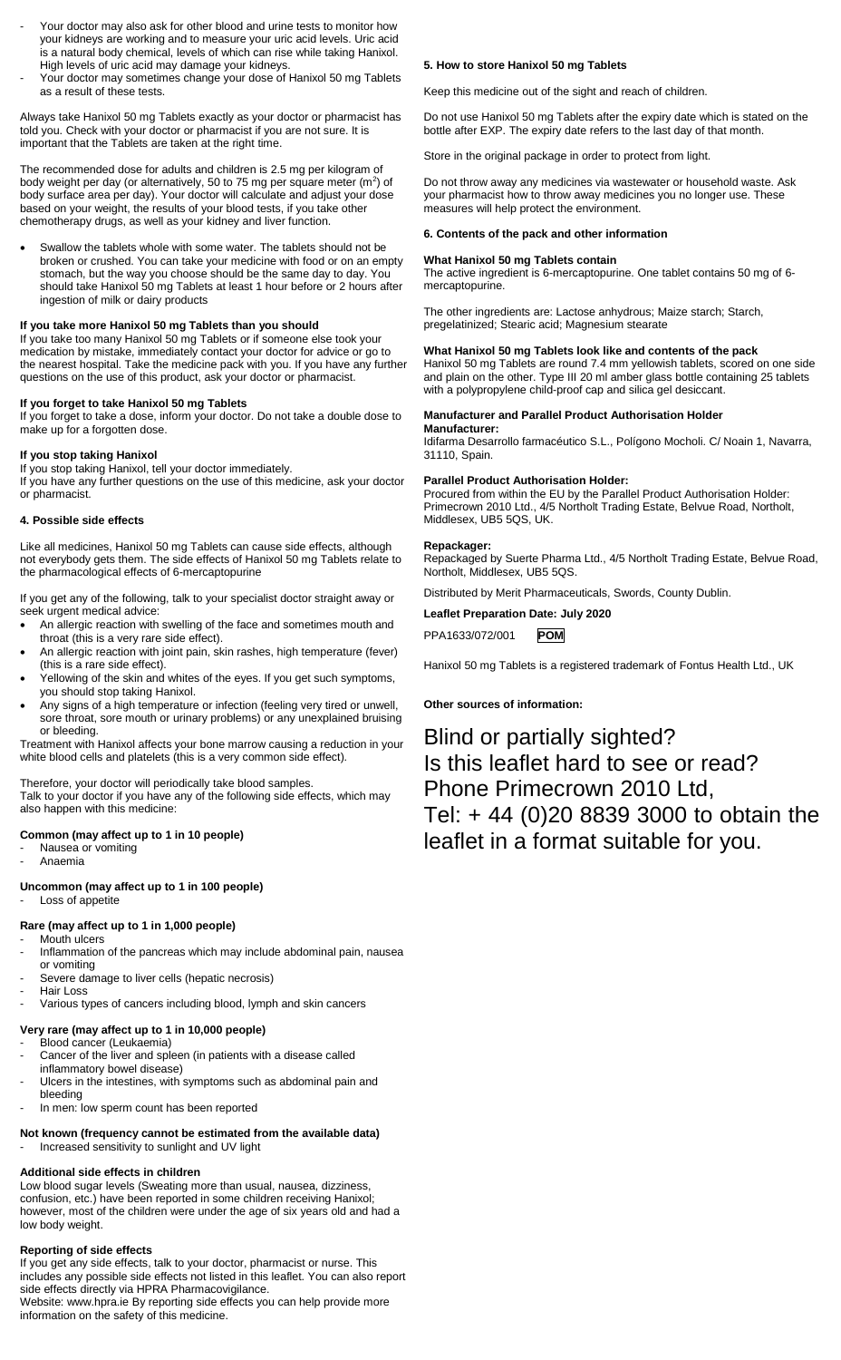- Your doctor may also ask for other blood and urine tests to monitor how your kidneys are working and to measure your uric acid levels. Uric acid is a natural body chemical, levels of which can rise while taking Hanixol. High levels of uric acid may damage your kidneys.
- Your doctor may sometimes change your dose of Hanixol 50 mg Tablets as a result of these tests.

Always take Hanixol 50 mg Tablets exactly as your doctor or pharmacist has told you. Check with your doctor or pharmacist if you are not sure. It is important that the Tablets are taken at the right time.

The recommended dose for adults and children is 2.5 mg per kilogram of body weight per day (or alternatively, 50 to 75 mg per square meter ($m^2$) of body surface area per day). Your doctor will calculate and adjust your dose based on your weight, the results of your blood tests, if you take other chemotherapy drugs, as well as your kidney and liver function.

- Swallow the tablets whole with some water. The tablets should not be broken or crushed. You can take your medicine with food or on an empty stomach, but the way you choose should be the same day to day. You should take Hanixol 50 mg Tablets at least 1 hour before or 2 hours after ingestion of milk or dairy products

**If you take more Hanixol 50 mg Tablets than you should**
If you take too many Hanixol 50 mg Tablets or if someone else took your medication by mistake, immediately contact your doctor for advice or go to the nearest hospital. Take the medicine pack with you. If you have any further questions on the use of this product, ask your doctor or pharmacist.

**If you forget to take Hanixol 50 mg Tablets**
If you forget to take a dose, inform your doctor. Do not take a double dose to make up for a forgotten dose.

**If you stop taking Hanixol**
If you stop taking Hanixol, tell your doctor immediately.
If you have any further questions on the use of this medicine, ask your doctor or pharmacist.

## 4. Possible side effects

Like all medicines, Hanixol 50 mg Tablets can cause side effects, although not everybody gets them. The side effects of Hanixol 50 mg Tablets relate to the pharmacological effects of 6-mercaptopurine

If you get any of the following, talk to your specialist doctor straight away or seek urgent medical advice:

- An allergic reaction with swelling of the face and sometimes mouth and throat (this is a very rare side effect).
- An allergic reaction with joint pain, skin rashes, high temperature (fever) (this is a rare side effect).
- Yellowing of the skin and whites of the eyes. If you get such symptoms, you should stop taking Hanixol.
- Any signs of a high temperature or infection (feeling very tired or unwell, sore throat, sore mouth or urinary problems) or any unexplained bruising or bleeding.

Treatment with Hanixol affects your bone marrow causing a reduction in your white blood cells and platelets (this is a very common side effect).

Therefore, your doctor will periodically take blood samples.
Talk to your doctor if you have any of the following side effects, which may also happen with this medicine:

**Common (may affect up to 1 in 10 people)**
- Nausea or vomiting
- Anaemia

**Uncommon (may affect up to 1 in 100 people)**
- Loss of appetite

**Rare (may affect up to 1 in 1,000 people)**
- Mouth ulcers
- Inflammation of the pancreas which may include abdominal pain, nausea or vomiting
- Severe damage to liver cells (hepatic necrosis)
- Hair Loss
- Various types of cancers including blood, lymph and skin cancers

**Very rare (may affect up to 1 in 10,000 people)**
- Blood cancer (Leukaemia)
- Cancer of the liver and spleen (in patients with a disease called inflammatory bowel disease)
- Ulcers in the intestines, with symptoms such as abdominal pain and bleeding
- In men: low sperm count has been reported

**Not known (frequency cannot be estimated from the available data)**
- Increased sensitivity to sunlight and UV light

**Additional side effects in children**
Low blood sugar levels (Sweating more than usual, nausea, dizziness, confusion, etc.) have been reported in some children receiving Hanixol; however, most of the children were under the age of six years old and had a low body weight.

**Reporting of side effects**
If you get any side effects, talk to your doctor, pharmacist or nurse. This includes any possible side effects not listed in this leaflet. You can also report side effects directly via HPRA Pharmacovigilance.
Website: www.hpra.ie By reporting side effects you can help provide more information on the safety of this medicine.

## 5. How to store Hanixol 50 mg Tablets

Keep this medicine out of the sight and reach of children.

Do not use Hanixol 50 mg Tablets after the expiry date which is stated on the bottle after EXP. The expiry date refers to the last day of that month.

Store in the original package in order to protect from light.

Do not throw away any medicines via wastewater or household waste. Ask your pharmacist how to throw away medicines you no longer use. These measures will help protect the environment.

## 6. Contents of the pack and other information

**What Hanixol 50 mg Tablets contain**
The active ingredient is 6-mercaptopurine. One tablet contains 50 mg of 6-mercaptopurine.

The other ingredients are: Lactose anhydrous; Maize starch; Starch, pregelatinized; Stearic acid; Magnesium stearate

**What Hanixol 50 mg Tablets look like and contents of the pack**
Hanixol 50 mg Tablets are round 7.4 mm yellowish tablets, scored on one side and plain on the other. Type III 20 ml amber glass bottle containing 25 tablets with a polypropylene child-proof cap and silica gel desiccant.

**Manufacturer and Parallel Product Authorisation Holder**
**Manufacturer:**
Idifarma Desarrollo farmacéutico S.L., Polígono Mocholi. C/ Noain 1, Navarra, 31110, Spain.

**Parallel Product Authorisation Holder:**
Procured from within the EU by the Parallel Product Authorisation Holder: Primecrown 2010 Ltd., 4/5 Northolt Trading Estate, Belvue Road, Northolt, Middlesex, UB5 5QS, UK.

**Repackager:**
Repackaged by Suerte Pharma Ltd., 4/5 Northolt Trading Estate, Belvue Road, Northolt, Middlesex, UB5 5QS.

Distributed by Merit Pharmaceuticals, Swords, County Dublin.

**Leaflet Preparation Date: July 2020**

PPA1633/072/001 **POM**

Hanixol 50 mg Tablets is a registered trademark of Fontus Health Ltd., UK

**Other sources of information:**

Blind or partially sighted?
Is this leaflet hard to see or read?
Phone Primecrown 2010 Ltd,
Tel: + 44 (0)20 8839 3000 to obtain the leaflet in a format suitable for you.